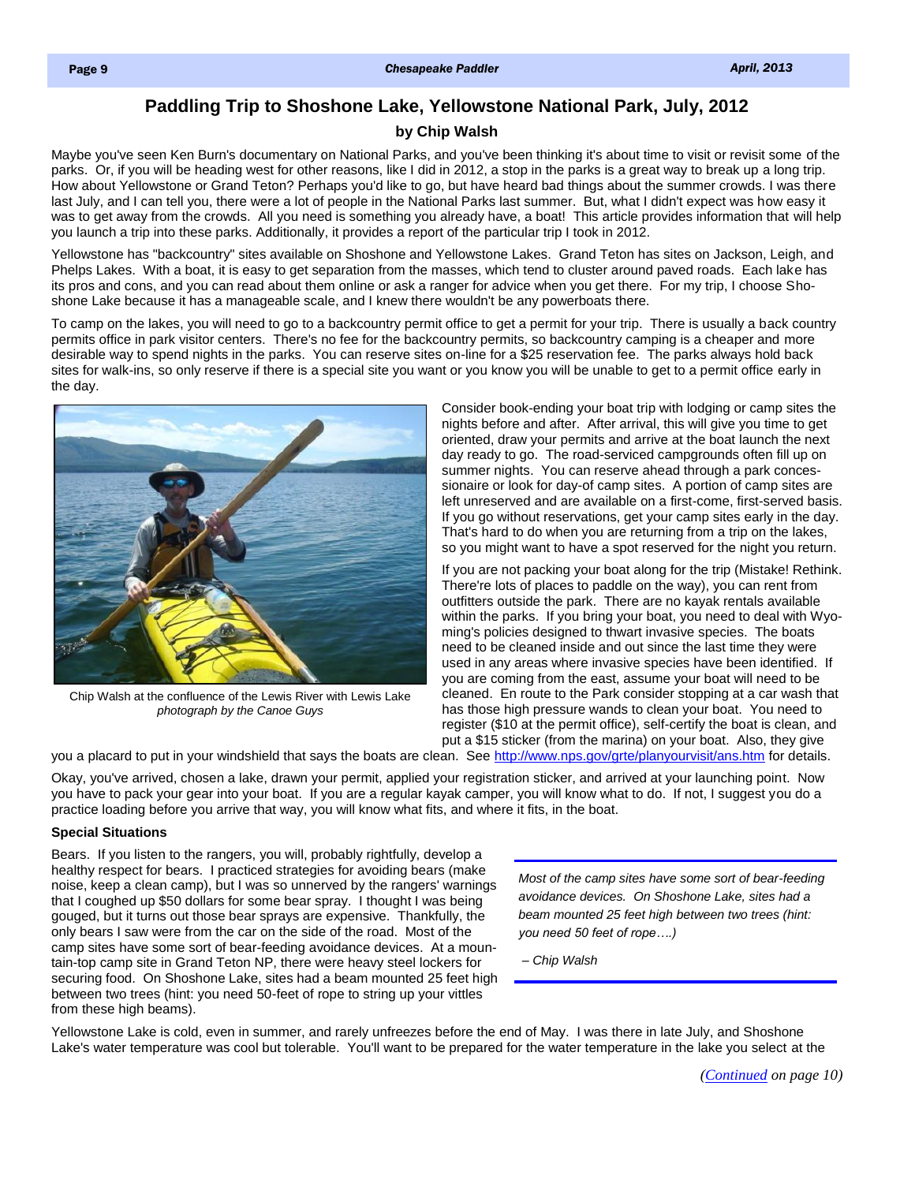# Paddling Trip to Shoshone Lake, Yellowstone National Park, July, 2012

### by Chip Walsh

Maybe you've seen Ken Burn's documentary on National Parks, and you've been thinking it's about time to visit or revisit some of the parks. Or, if you will be heading west for other reasons, like I did in 2012, a stop in the parks is a great way to break up a long trip. How about Yellowstone or Grand Teton? Perhaps you'd like to go, but have heard bad things about the summer crowds. I was there last July, and I can tell you, there were a lot of people in the National Parks last summer. But, what I didn't expect was how easy it was to get away from the crowds. All you need is something you already have, a boat! This article provides information that will help you launch a trip into these parks. Additionally, it provides a report of the particular trip I took in 2012.

Yellowstone has "backcountry" sites available on Shoshone and Yellowstone Lakes. Grand Teton has sites on Jackson, Leigh, and Phelps Lakes. With a boat, it is easy to get separation from the masses, which tend to cluster around paved roads. Each lake has its pros and cons, and you can read about them online or ask a ranger for advice when you get there. For my trip, I choose Shoshone Lake because it has a manageable scale, and I knew there wouldn't be any powerboats there.

To camp on the lakes, you will need to go to a backcountry permit office to get a permit for your trip. There is usually a back country permits office in park visitor centers. There's no fee for the backcountry permits, so backcountry camping is a cheaper and more desirable way to spend nights in the parks. You can reserve sites on-line for a $25 reservation fee. The parks always hold back sites for walk-ins, so only reserve if there is a special site you want or you know you will be unable to get to a permit office early in the day.

Chip Walsh at the confluence of the Lewis River with Lewis Lake
*photograph by the Canoe Guys*

Consider book-ending your boat trip with lodging or camp sites the nights before and after. After arrival, this will give you time to get oriented, draw your permits and arrive at the boat launch the next day ready to go. The road-serviced campgrounds often fill up on summer nights. You can reserve ahead through a park concessionaire or look for day-of camp sites. A portion of camp sites are left unreserved and are available on a first-come, first-served basis. If you go without reservations, get your camp sites early in the day. That's hard to do when you are returning from a trip on the lakes, so you might want to have a spot reserved for the night you return.

If you are not packing your boat along for the trip (Mistake! Rethink. There're lots of places to paddle on the way), you can rent from outfitters outside the park. There are no kayak rentals available within the parks. If you bring your boat, you need to deal with Wyoming's policies designed to thwart invasive species. The boats need to be cleaned inside and out since the last time they were used in any areas where invasive species have been identified. If you are coming from the east, assume your boat will need to be cleaned. En route to the Park consider stopping at a car wash that has those high pressure wands to clean your boat. You need to register ($10 at the permit office), self-certify the boat is clean, and put a $15 sticker (from the marina) on your boat. Also, they give you a placard to put in your windshield that says the boats are clean. See http://www.nps.gov/grte/planyourvisit/ans.htm for details.

Okay, you've arrived, chosen a lake, drawn your permit, applied your registration sticker, and arrived at your launching point. Now you have to pack your gear into your boat. If you are a regular kayak camper, you will know what to do. If not, I suggest you do a practice loading before you arrive that way, you will know what fits, and where it fits, in the boat.

#### Special Situations

Bears. If you listen to the rangers, you will, probably rightfully, develop a healthy respect for bears. I practiced strategies for avoiding bears (make noise, keep a clean camp), but I was so unnerved by the rangers' warnings that I coughed up $50 dollars for some bear spray. I thought I was being gouged, but it turns out those bear sprays are expensive. Thankfully, the only bears I saw were from the car on the side of the road. Most of the camp sites have some sort of bear-feeding avoidance devices. At a mountain-top camp site in Grand Teton NP, there were heavy steel lockers for securing food. On Shoshone Lake, sites had a beam mounted 25 feet high between two trees (hint: you need 50-feet of rope to string up your vittles from these high beams).

> *Most of the camp sites have some sort of bear-feeding avoidance devices. On Shoshone Lake, sites had a beam mounted 25 feet high between two trees (hint: you need 50 feet of rope….)*
>
> *– Chip Walsh*

Yellowstone Lake is cold, even in summer, and rarely unfreezes before the end of May. I was there in late July, and Shoshone Lake's water temperature was cool but tolerable. You'll want to be prepared for the water temperature in the lake you select at the

*(Continued on page 10)*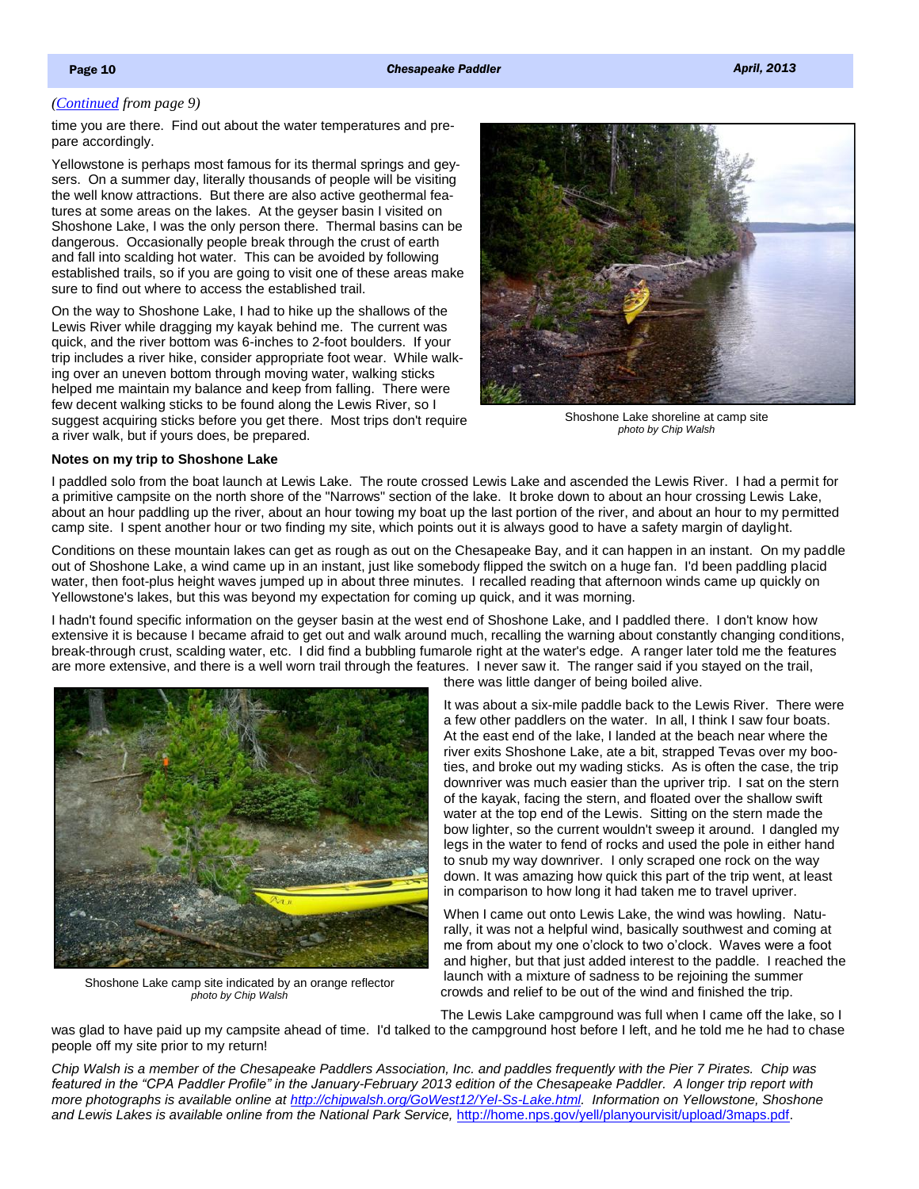*(Continued from page 9)*

time you are there. Find out about the water temperatures and prepare accordingly.

Yellowstone is perhaps most famous for its thermal springs and geysers. On a summer day, literally thousands of people will be visiting the well know attractions. But there are also active geothermal features at some areas on the lakes. At the geyser basin I visited on Shoshone Lake, I was the only person there. Thermal basins can be dangerous. Occasionally people break through the crust of earth and fall into scalding hot water. This can be avoided by following established trails, so if you are going to visit one of these areas make sure to find out where to access the established trail.

On the way to Shoshone Lake, I had to hike up the shallows of the Lewis River while dragging my kayak behind me. The current was quick, and the river bottom was 6-inches to 2-foot boulders. If your trip includes a river hike, consider appropriate foot wear. While walking over an uneven bottom through moving water, walking sticks helped me maintain my balance and keep from falling. There were few decent walking sticks to be found along the Lewis River, so I suggest acquiring sticks before you get there. Most trips don't require a river walk, but if yours does, be prepared.

Shoshone Lake shoreline at camp site
*photo by Chip Walsh*

**Notes on my trip to Shoshone Lake**

I paddled solo from the boat launch at Lewis Lake. The route crossed Lewis Lake and ascended the Lewis River. I had a permit for a primitive campsite on the north shore of the "Narrows" section of the lake. It broke down to about an hour crossing Lewis Lake, about an hour paddling up the river, about an hour towing my boat up the last portion of the river, and about an hour to my permitted camp site. I spent another hour or two finding my site, which points out it is always good to have a safety margin of daylight.

Conditions on these mountain lakes can get as rough as out on the Chesapeake Bay, and it can happen in an instant. On my paddle out of Shoshone Lake, a wind came up in an instant, just like somebody flipped the switch on a huge fan. I'd been paddling placid water, then foot-plus height waves jumped up in about three minutes. I recalled reading that afternoon winds came up quickly on Yellowstone's lakes, but this was beyond my expectation for coming up quick, and it was morning.

I hadn't found specific information on the geyser basin at the west end of Shoshone Lake, and I paddled there. I don't know how extensive it is because I became afraid to get out and walk around much, recalling the warning about constantly changing conditions, break-through crust, scalding water, etc. I did find a bubbling fumarole right at the water's edge. A ranger later told me the features are more extensive, and there is a well worn trail through the features. I never saw it. The ranger said if you stayed on the trail, there was little danger of being boiled alive.

It was about a six-mile paddle back to the Lewis River. There were a few other paddlers on the water. In all, I think I saw four boats. At the east end of the lake, I landed at the beach near where the river exits Shoshone Lake, ate a bit, strapped Tevas over my booties, and broke out my wading sticks. As is often the case, the trip downriver was much easier than the upriver trip. I sat on the stern of the kayak, facing the stern, and floated over the shallow swift water at the top end of the Lewis. Sitting on the stern made the bow lighter, so the current wouldn't sweep it around. I dangled my legs in the water to fend of rocks and used the pole in either hand to snub my way downriver. I only scraped one rock on the way down. It was amazing how quick this part of the trip went, at least in comparison to how long it had taken me to travel upriver.

When I came out onto Lewis Lake, the wind was howling. Naturally, it was not a helpful wind, basically southwest and coming at me from about my one o'clock to two o'clock. Waves were a foot and higher, but that just added interest to the paddle. I reached the launch with a mixture of sadness to be rejoining the summer crowds and relief to be out of the wind and finished the trip.

Shoshone Lake camp site indicated by an orange reflector
*photo by Chip Walsh*

The Lewis Lake campground was full when I came off the lake, so I was glad to have paid up my campsite ahead of time. I'd talked to the campground host before I left, and he told me he had to chase people off my site prior to my return!

*Chip Walsh is a member of the Chesapeake Paddlers Association, Inc. and paddles frequently with the Pier 7 Pirates. Chip was featured in the "CPA Paddler Profile" in the January-February 2013 edition of the Chesapeake Paddler. A longer trip report with more photographs is available online at http://chipwalsh.org/GoWest12/Yel-Ss-Lake.html. Information on Yellowstone, Shoshone and Lewis Lakes is available online from the National Park Service,* http://home.nps.gov/yell/planyourvisit/upload/3maps.pdf.